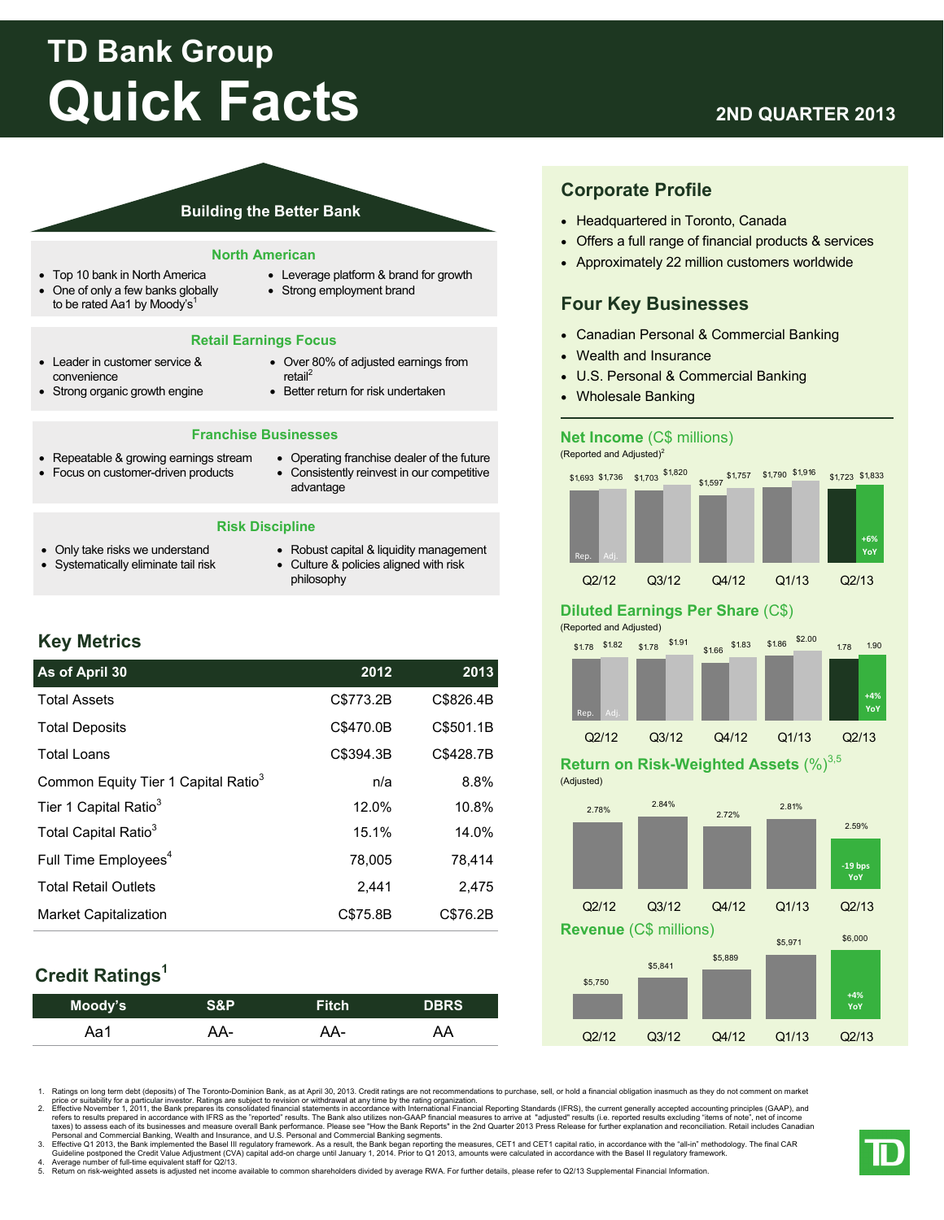# TD Bank Group Quick Facts

**2ND QUARTER 2013**

## Building the Better Bank

### North American

- Top 10 bank in North America
- One of only a few banks globally to be rated Aa1 by Moody's[1]
- Leverage platform & brand for growth
- Strong employment brand

### Retail Earnings Focus

- Leader in customer service & convenience
- Strong organic growth engine
- Over 80% of adjusted earnings from retail[2]
- Better return for risk undertaken

### Franchise Businesses

- Repeatable & growing earnings stream
- Focus on customer-driven products
- Operating franchise dealer of the future
- Consistently reinvest in our competitive advantage

### Risk Discipline

- Only take risks we understand
- Systematically eliminate tail risk
- Robust capital & liquidity management
- Culture & policies aligned with risk philosophy

## Key Metrics

| As of April 30 | 2012 | 2013 |
|---|---|---|
| Total Assets | C$773.2B | C$826.4B |
| Total Deposits | C$470.0B | C$501.1B |
| Total Loans | C$394.3B | C$428.7B |
| Common Equity Tier 1 Capital Ratio[3] | n/a | 8.8% |
| Tier 1 Capital Ratio[3] | 12.0% | 10.8% |
| Total Capital Ratio[3] | 15.1% | 14.0% |
| Full Time Employees[4] | 78,005 | 78,414 |
| Total Retail Outlets | 2,441 | 2,475 |
| Market Capitalization | C$75.8B | C$76.2B |

## Credit Ratings[1]

| Moody's | S&P | Fitch | DBRS |
|---|---|---|---|
| Aa1 | AA- | AA- | AA |

## Corporate Profile

- Headquartered in Toronto, Canada
- Offers a full range of financial products & services
- Approximately 22 million customers worldwide

## Four Key Businesses

- Canadian Personal & Commercial Banking
- Wealth and Insurance
- U.S. Personal & Commercial Banking
- Wholesale Banking

### Net Income (C$ millions)

(Reported and Adjusted)[2]

| | Q2/12 | Q3/12 | Q4/12 | Q1/13 | Q2/13 |
|---|---|---|---|---|---|
| Rep. | $1,693 | $1,703 | $1,597 | $1,790 | $1,723 |
| Adj. | $1,736 | $1,820 | $1,757 | $1,916 | $1,833 |

Q2/13: +6% YoY

### Diluted Earnings Per Share (C$)

(Reported and Adjusted)

| | Q2/12 | Q3/12 | Q4/12 | Q1/13 | Q2/13 |
|---|---|---|---|---|---|
| Rep. | $1.78 | $1.78 | $1.66 | $1.86 | 1.78 |
| Adj. | $1.82 | $1.91 | $1.83 | $2.00 | 1.90 |

Q2/13: +4% YoY

### Return on Risk-Weighted Assets (%)[3,5]

(Adjusted)

| Q2/12 | Q3/12 | Q4/12 | Q1/13 | Q2/13 |
|---|---|---|---|---|
| 2.78% | 2.84% | 2.72% | 2.81% | 2.59% |

Q2/13: -19 bps YoY

### Revenue (C$ millions)

| Q2/12 | Q3/12 | Q4/12 | Q1/13 | Q2/13 |
|---|---|---|---|---|
| $5,750 | $5,841 | $5,889 | $5,971 | $6,000 |

Q2/13: +4% YoY

1. Ratings on long term debt (deposits) of The Toronto-Dominion Bank, as at April 30, 2013. Credit ratings are not recommendations to purchase, sell, or hold a financial obligation inasmuch as they do not comment on market price or suitability for a particular investor. Ratings are subject to revision or withdrawal at any time by the rating organization.
2. Effective November 1, 2011, the Bank prepares its consolidated financial statements in accordance with International Financial Reporting Standards (IFRS), the current generally accepted accounting principles (GAAP), and refers to results prepared in accordance with IFRS as the "reported" results. The Bank also utilizes non-GAAP financial measures to arrive at "adjusted" results (i.e. reported results excluding "items of note", net of income taxes) to assess each of its businesses and measure overall Bank performance. Please see "How the Bank Reports" in the 2nd Quarter 2013 Press Release for further explanation and reconciliation. Retail includes Canadian Personal and Commercial Banking, Wealth and Insurance, and U.S. Personal and Commercial Banking segments.
3. Effective Q1 2013, the Bank implemented the Basel III regulatory framework. As a result, the Bank began reporting the measures, CET1 and CET1 capital ratio, in accordance with the "all-in" methodology. The final CAR Guideline postponed the Credit Value Adjustment (CVA) capital add-on charge until January 1, 2014. Prior to Q1 2013, amounts were calculated in accordance with the Basel II regulatory framework.
4. Average number of full-time equivalent staff for Q2/13.
5. Return on risk-weighted assets is adjusted net income available to common shareholders divided by average RWA. For further details, please refer to Q2/13 Supplemental Financial Information.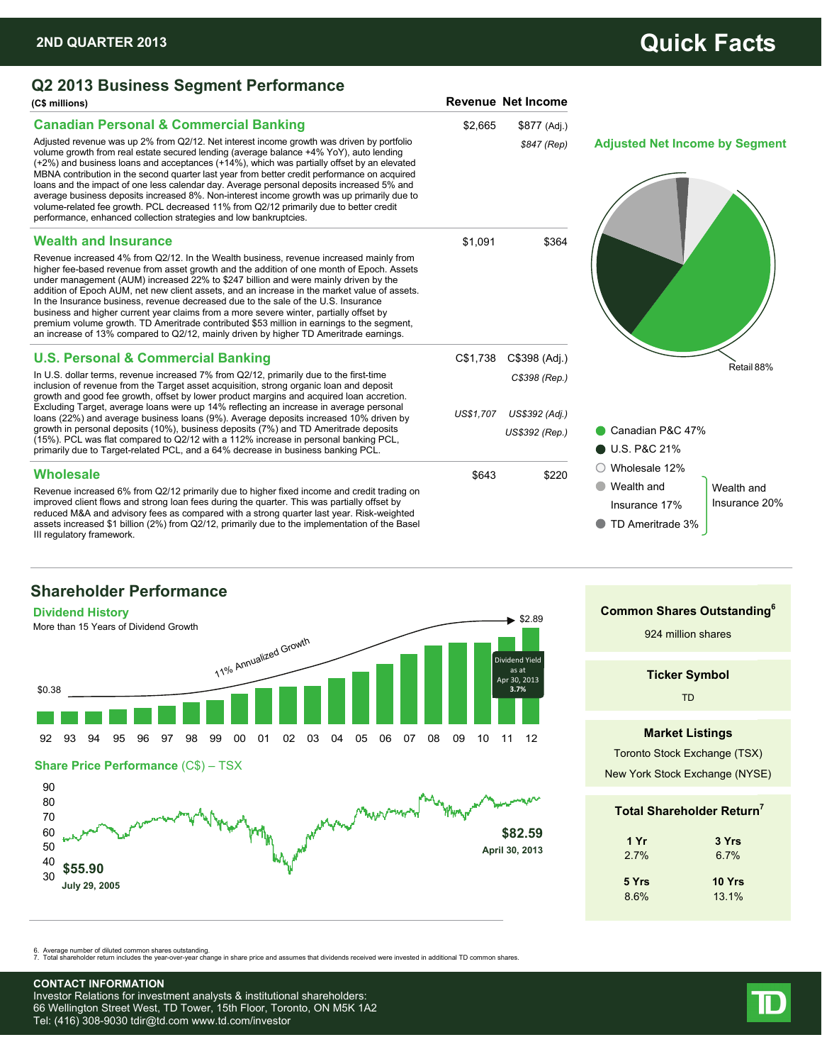**2ND QUARTER 2013**

# Quick Facts

## Q2 2013 Business Segment Performance

(C$ millions)

| | Revenue | Net Income |
|---|---|---|
| **Canadian Personal & Commercial Banking** | $2,665 | $877 (Adj.) |
| | | *$847 (Rep)* |
| **Wealth and Insurance** | $1,091 | $364 |
| **U.S. Personal & Commercial Banking** | C$1,738 | C$398 (Adj.) |
| | | *C$398 (Rep.)* |
| | *US$1,707* | *US$392 (Adj.)* |
| | | *US$392 (Rep.)* |
| **Wholesale** | $643 | $220 |

### Canadian Personal & Commercial Banking

Adjusted revenue was up 2% from Q2/12. Net interest income growth was driven by portfolio volume growth from real estate secured lending (average balance +4% YoY), auto lending (+2%) and business loans and acceptances (+14%), which was partially offset by an elevated MBNA contribution in the second quarter last year from better credit performance on acquired loans and the impact of one less calendar day. Average personal deposits increased 5% and average business deposits increased 8%. Non-interest income growth was up primarily due to volume-related fee growth. PCL decreased 11% from Q2/12 primarily due to better credit performance, enhanced collection strategies and low bankruptcies.

### Wealth and Insurance

Revenue increased 4% from Q2/12. In the Wealth business, revenue increased mainly from higher fee-based revenue from asset growth and the addition of one month of Epoch. Assets under management (AUM) increased 22% to $247 billion and were mainly driven by the addition of Epoch AUM, net new client assets, and an increase in the market value of assets. In the Insurance business, revenue decreased due to the sale of the U.S. Insurance business and higher current year claims from a more severe winter, partially offset by premium volume growth. TD Ameritrade contributed $53 million in earnings to the segment, an increase of 13% compared to Q2/12, mainly driven by higher TD Ameritrade earnings.

### U.S. Personal & Commercial Banking

In U.S. dollar terms, revenue increased 7% from Q2/12, primarily due to the first-time inclusion of revenue from the Target asset acquisition, strong organic loan and deposit growth and good fee growth, offset by lower product margins and acquired loan accretion. Excluding Target, average loans were up 14% reflecting an increase in average personal loans (22%) and average business loans (9%). Average deposits increased 10% driven by growth in personal deposits (10%), business deposits (7%) and TD Ameritrade deposits (15%). PCL was flat compared to Q2/12 with a 112% increase in personal banking PCL, primarily due to Target-related PCL, and a 64% decrease in business banking PCL.

### Wholesale

Revenue increased 6% from Q2/12 primarily due to higher fixed income and credit trading on improved client flows and strong loan fees during the quarter. This was partially offset by reduced M&A and advisory fees as compared with a strong quarter last year. Risk-weighted assets increased $1 billion (2%) from Q2/12, primarily due to the implementation of the Basel III regulatory framework.

### Adjusted Net Income by Segment

Retail 88%

- Canadian P&C 47%
- U.S. P&C 21%
- Wholesale 12%
- Wealth and Insurance 17%
- TD Ameritrade 3%

Wealth and Insurance 20%

## Shareholder Performance

### Dividend History

More than 15 Years of Dividend Growth

$0.38

11% Annualized Growth

$2.89

Dividend Yield as at Apr 30, 2013 **3.7%**

92 93 94 95 96 97 98 99 00 01 02 03 04 05 06 07 08 09 10 11 12

### Share Price Performance (C$) – TSX

90 80 70 60 50 40 30

**$55.90**
**July 29, 2005**

**$82.59**
**April 30, 2013**

### Common Shares Outstanding[6]

924 million shares

### Ticker Symbol

TD

### Market Listings

Toronto Stock Exchange (TSX)

New York Stock Exchange (NYSE)

### Total Shareholder Return[7]

| 1 Yr | 3 Yrs |
|---|---|
| 2.7% | 6.7% |
| **5 Yrs** | **10 Yrs** |
| 8.6% | 13.1% |

6. Average number of diluted common shares outstanding.
7. Total shareholder return includes the year-over-year change in share price and assumes that dividends received were invested in additional TD common shares.

**CONTACT INFORMATION**

Investor Relations for investment analysts & institutional shareholders:
66 Wellington Street West, TD Tower, 15th Floor, Toronto, ON M5K 1A2
Tel: (416) 308-9030 tdir@td.com www.td.com/investor